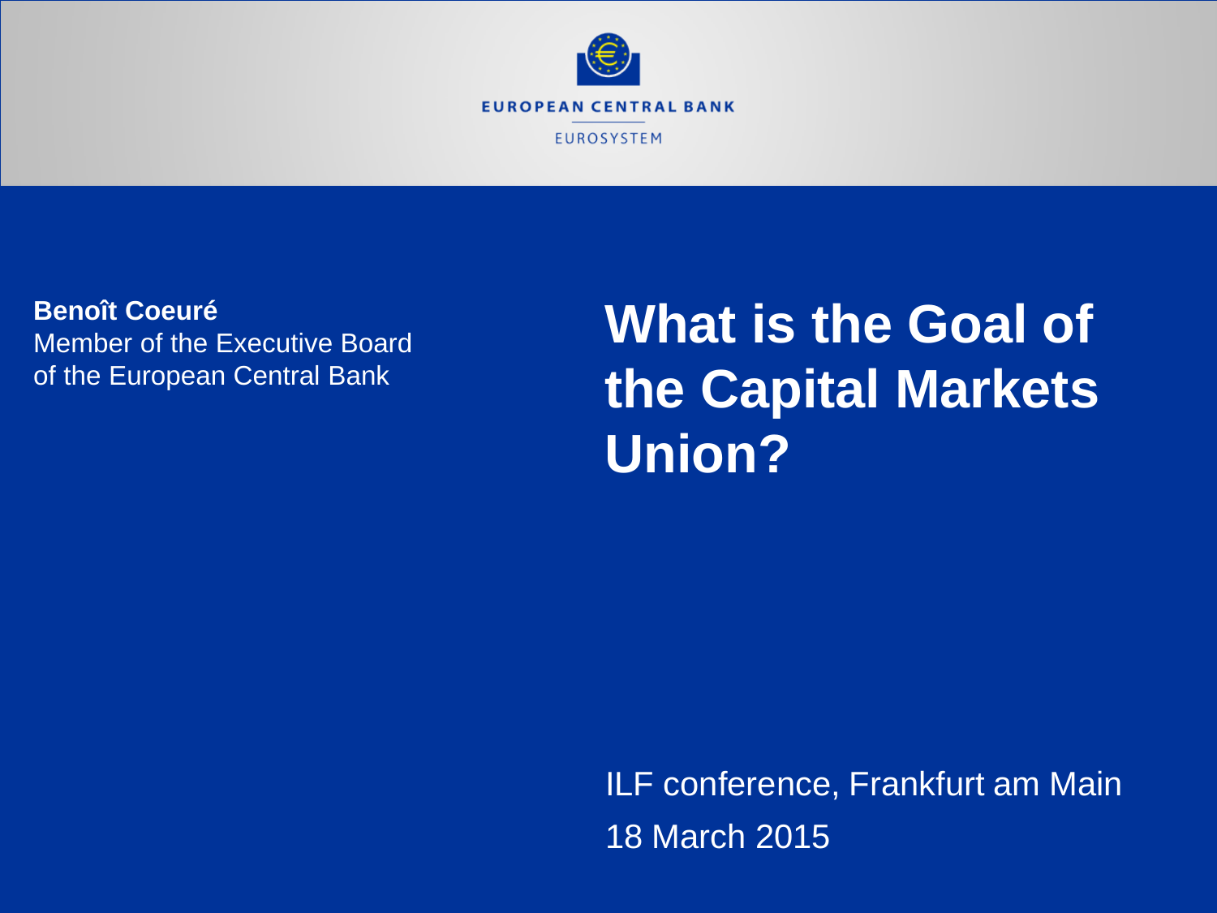EUROPEAN CENTRAL BANK

EUROSYSTEM

**Benoît Coeuré**
Member of the Executive Board
of the European Central Bank

# What is the Goal of the Capital Markets Union?

ILF conference, Frankfurt am Main

18 March 2015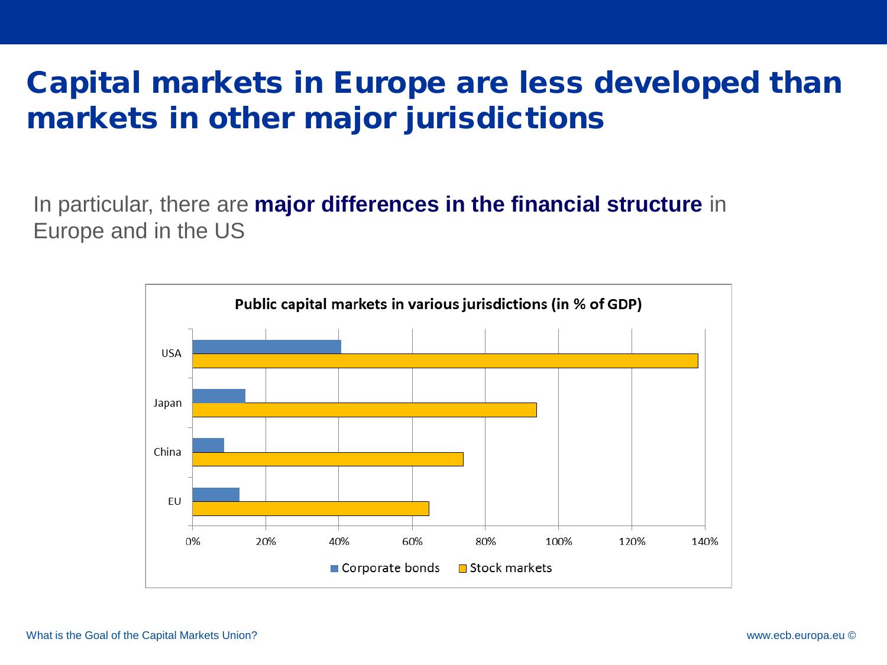# Capital markets in Europe are less developed than markets in other major jurisdictions

In particular, there are **major differences in the financial structure** in Europe and in the US

**Public capital markets in various jurisdictions (in % of GDP)**

USA

Japan

China

EU

0% 20% 40% 60% 80% 100% 120% 140%

Corporate bonds Stock markets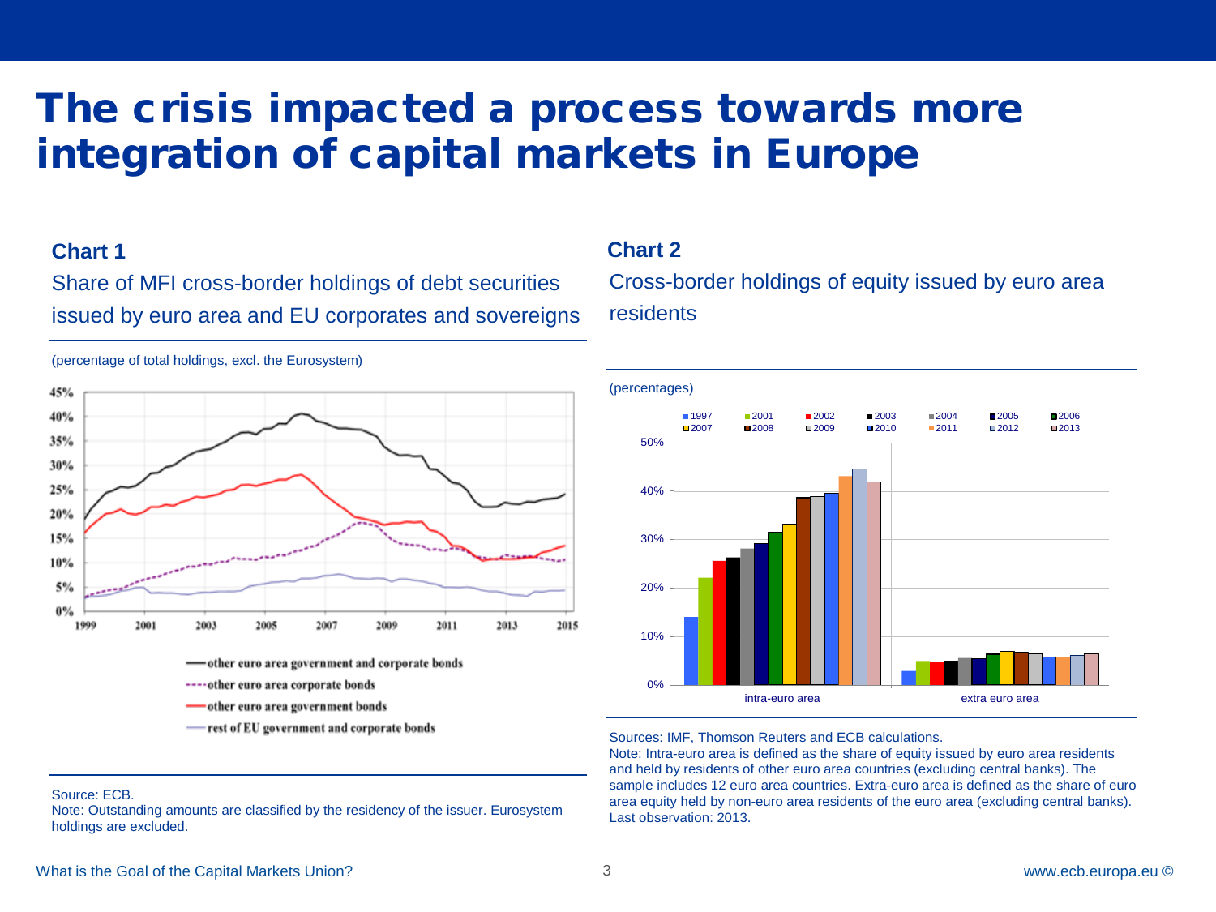# The crisis impacted a process towards more integration of capital markets in Europe

### Chart 1

Share of MFI cross-border holdings of debt securities issued by euro area and EU corporates and sovereigns

(percentage of total holdings, excl. the Eurosystem)

- other euro area government and corporate bonds
- other euro area corporate bonds
- other euro area government bonds
- rest of EU government and corporate bonds

Source: ECB.
Note: Outstanding amounts are classified by the residency of the issuer. Eurosystem holdings are excluded.

### Chart 2

Cross-border holdings of equity issued by euro area residents

(percentages)

Sources: IMF, Thomson Reuters and ECB calculations.
Note: Intra-euro area is defined as the share of equity issued by euro area residents and held by residents of other euro area countries (excluding central banks). The sample includes 12 euro area countries. Extra-euro area is defined as the share of euro area equity held by non-euro area residents of the euro area (excluding central banks). Last observation: 2013.

What is the Goal of the Capital Markets Union?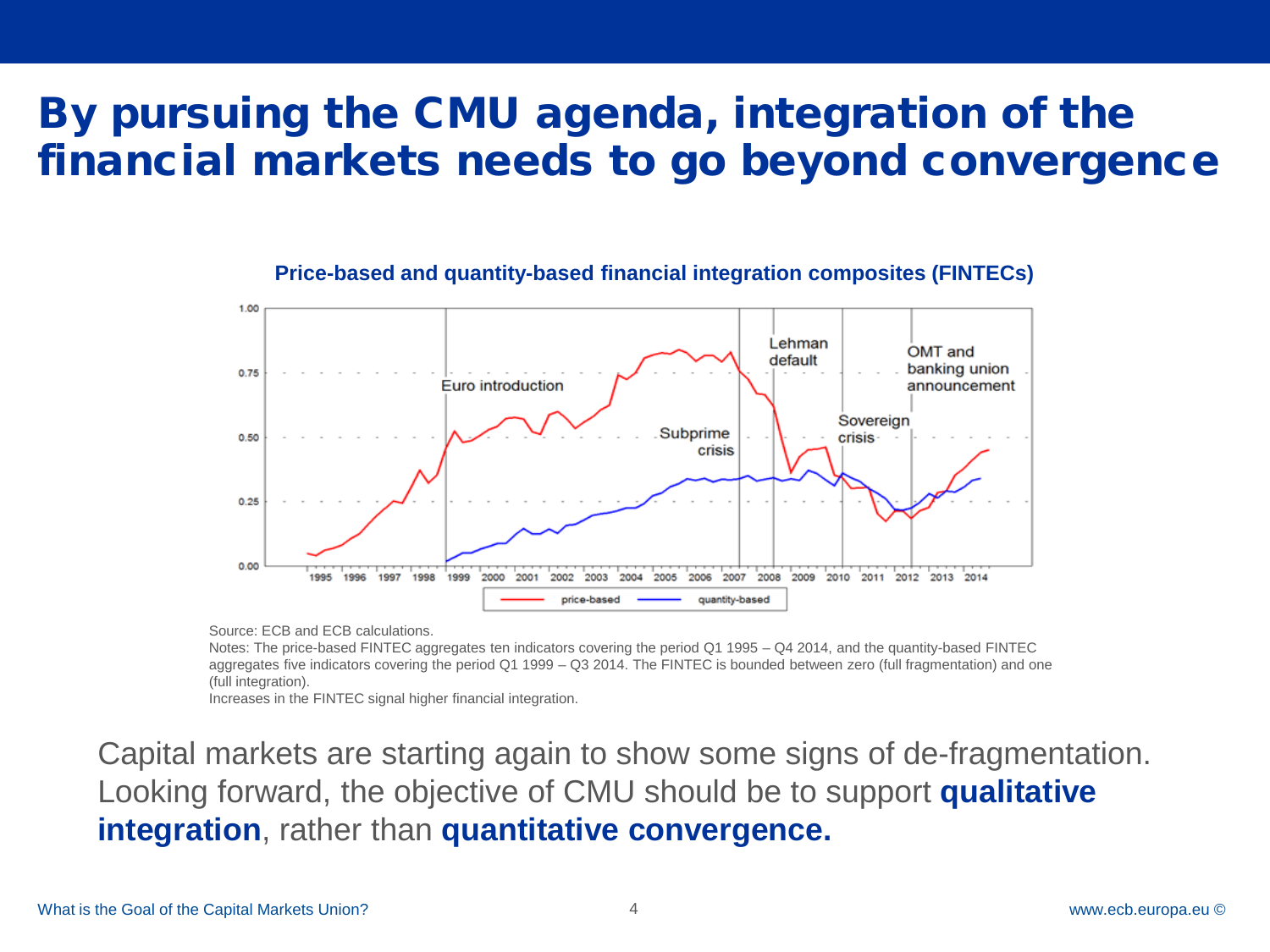# By pursuing the CMU agenda, integration of the financial markets needs to go beyond convergence

**Price-based and quantity-based financial integration composites (FINTECs)**

Source: ECB and ECB calculations.

Notes: The price-based FINTEC aggregates ten indicators covering the period Q1 1995 – Q4 2014, and the quantity-based FINTEC aggregates five indicators covering the period Q1 1999 – Q3 2014. The FINTEC is bounded between zero (full fragmentation) and one (full integration).

Increases in the FINTEC signal higher financial integration.

Capital markets are starting again to show some signs of de-fragmentation. Looking forward, the objective of CMU should be to support **qualitative integration**, rather than **quantitative convergence.**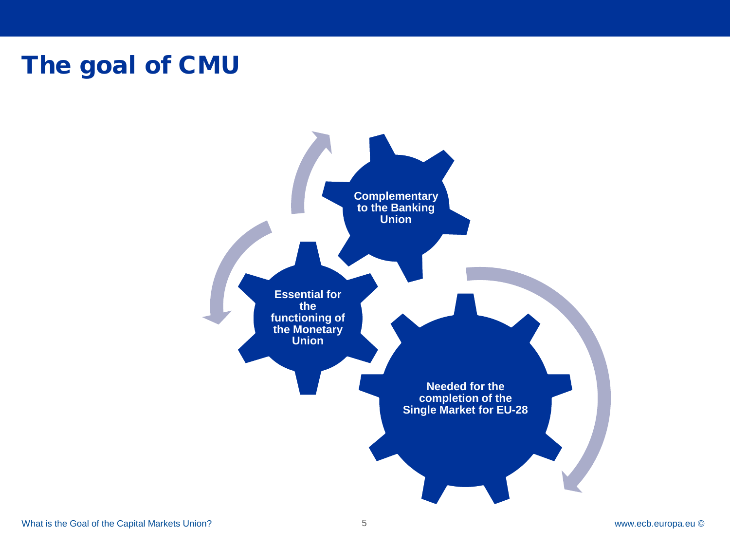# The goal of CMU

**Complementary to the Banking Union**

**Essential for the functioning of the Monetary Union**

**Needed for the completion of the Single Market for EU-28**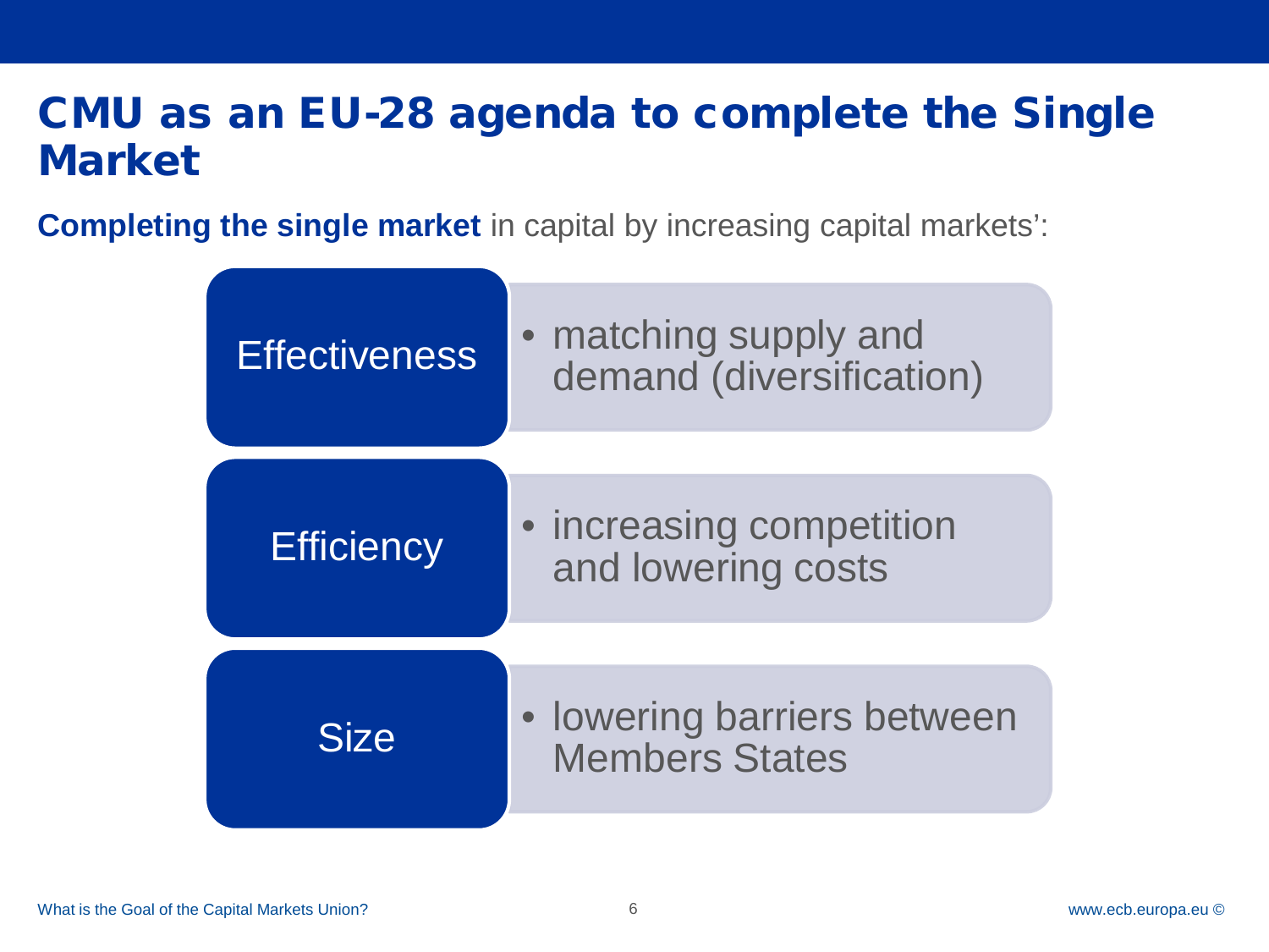# CMU as an EU-28 agenda to complete the Single Market

**Completing the single market** in capital by increasing capital markets':

| | |
|---|---|
| Effectiveness | • matching supply and demand (diversification) |
| Efficiency | • increasing competition and lowering costs |
| Size | • lowering barriers between Members States |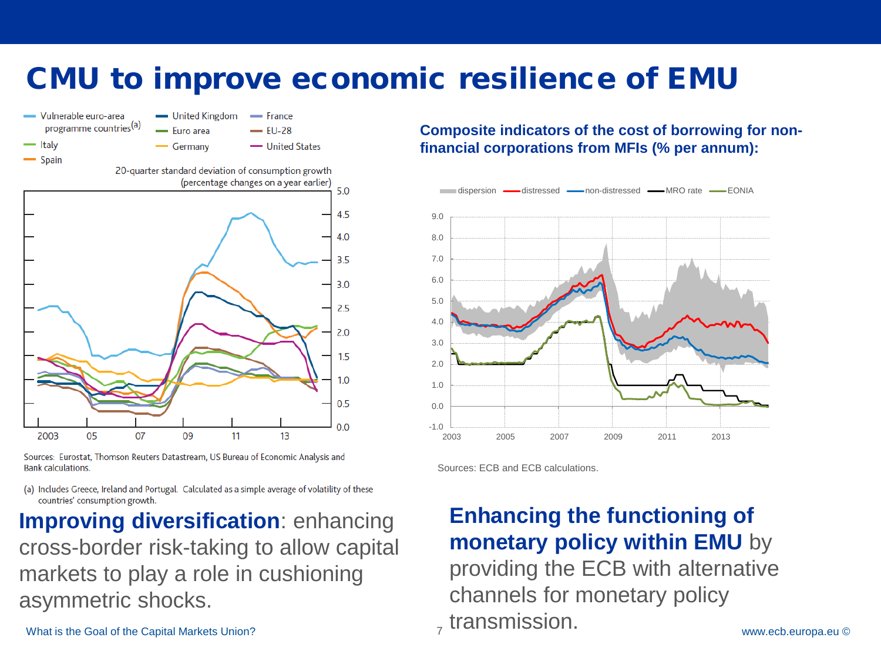# CMU to improve economic resilience of EMU

Vulnerable euro-area programme countries[a] | United Kingdom | France | Italy | Euro area | EU-28 | Spain | Germany | United States

20-quarter standard deviation of consumption growth (percentage changes on a year earlier)

Sources: Eurostat, Thomson Reuters Datastream, US Bureau of Economic Analysis and Bank calculations.

(a) Includes Greece, Ireland and Portugal. Calculated as a simple average of volatility of these countries' consumption growth.

**Composite indicators of the cost of borrowing for non-financial corporations from MFIs (% per annum):**

dispersion | distressed | non-distressed | MRO rate | EONIA

Sources: ECB and ECB calculations.

**Improving diversification**: enhancing cross-border risk-taking to allow capital markets to play a role in cushioning asymmetric shocks.

**Enhancing the functioning of monetary policy within EMU** by providing the ECB with alternative channels for monetary policy transmission.

What is the Goal of the Capital Markets Union?

www.ecb.europa.eu ©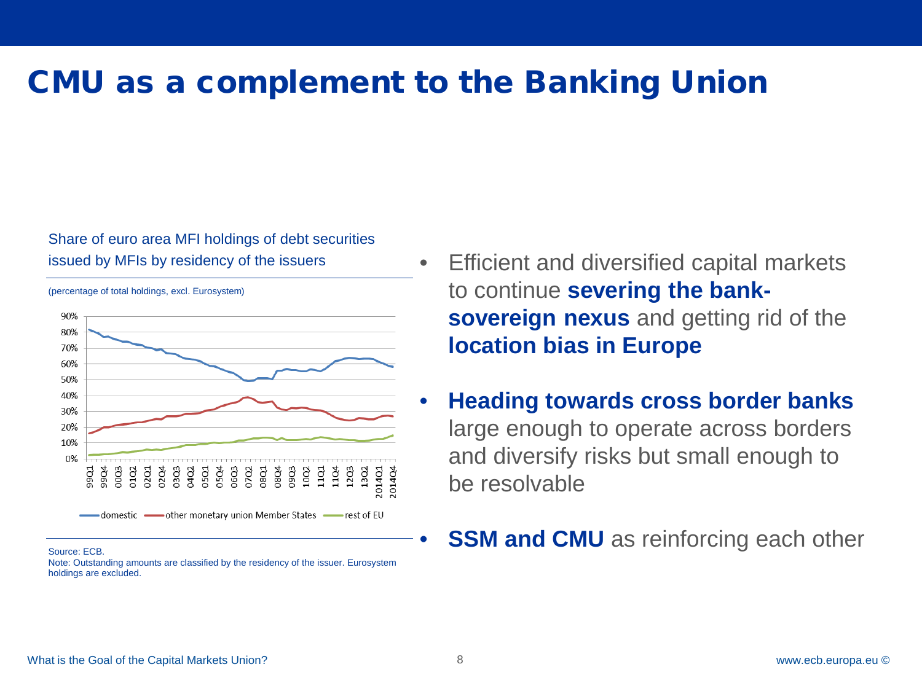# CMU as a complement to the Banking Union

Share of euro area MFI holdings of debt securities issued by MFIs by residency of the issuers

(percentage of total holdings, excl. Eurosystem)

Source: ECB.
Note: Outstanding amounts are classified by the residency of the issuer. Eurosystem holdings are excluded.

- Efficient and diversified capital markets to continue **severing the bank-sovereign nexus** and getting rid of the **location bias in Europe**
- **Heading towards cross border banks** large enough to operate across borders and diversify risks but small enough to be resolvable
- **SSM and CMU** as reinforcing each other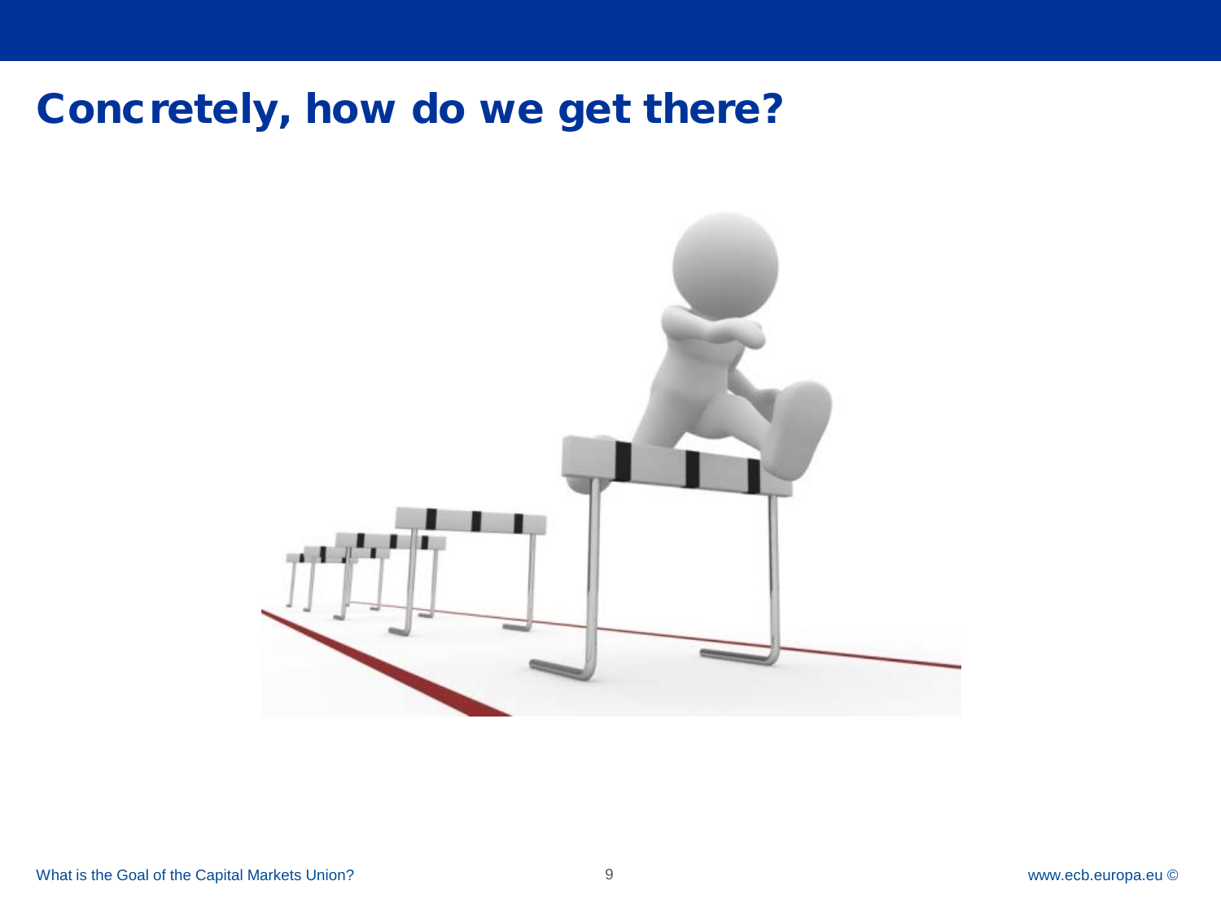# Concretely, how do we get there?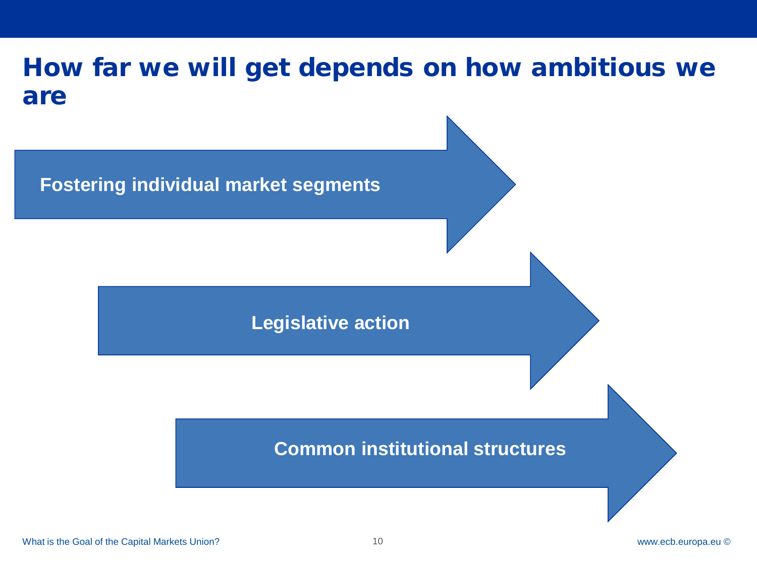# How far we will get depends on how ambitious we are

- Fostering individual market segments
- Legislative action
- Common institutional structures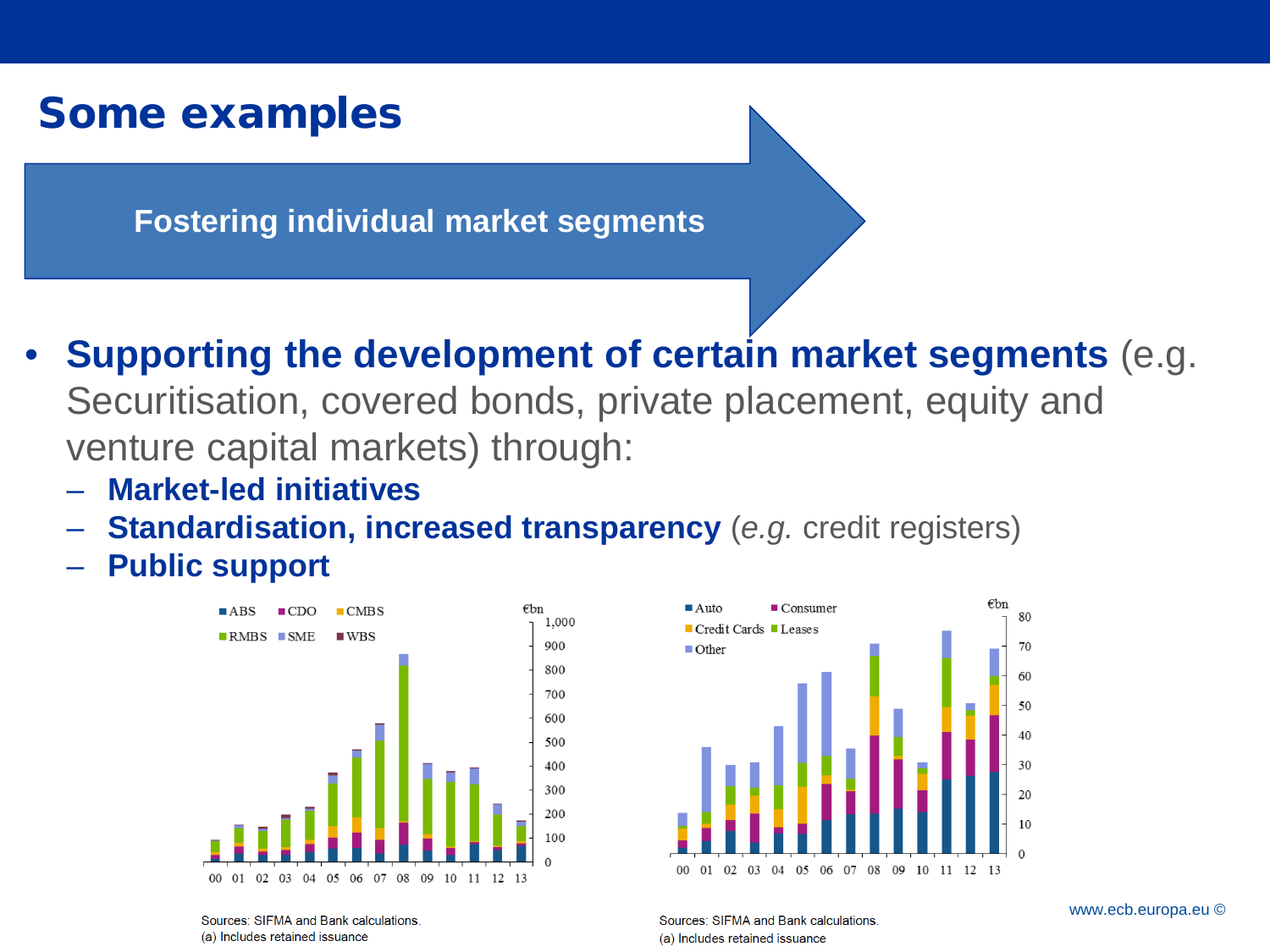# Some examples

**Fostering individual market segments**

- **Supporting the development of certain market segments** (e.g. Securitisation, covered bonds, private placement, equity and venture capital markets) through:
  - **Market-led initiatives**
  - **Standardisation, increased transparency** (*e.g.* credit registers)
  - **Public support**

Sources: SIFMA and Bank calculations.
(a) Includes retained issuance

Sources: SIFMA and Bank calculations.
(a) Includes retained issuance

www.ecb.europa.eu ©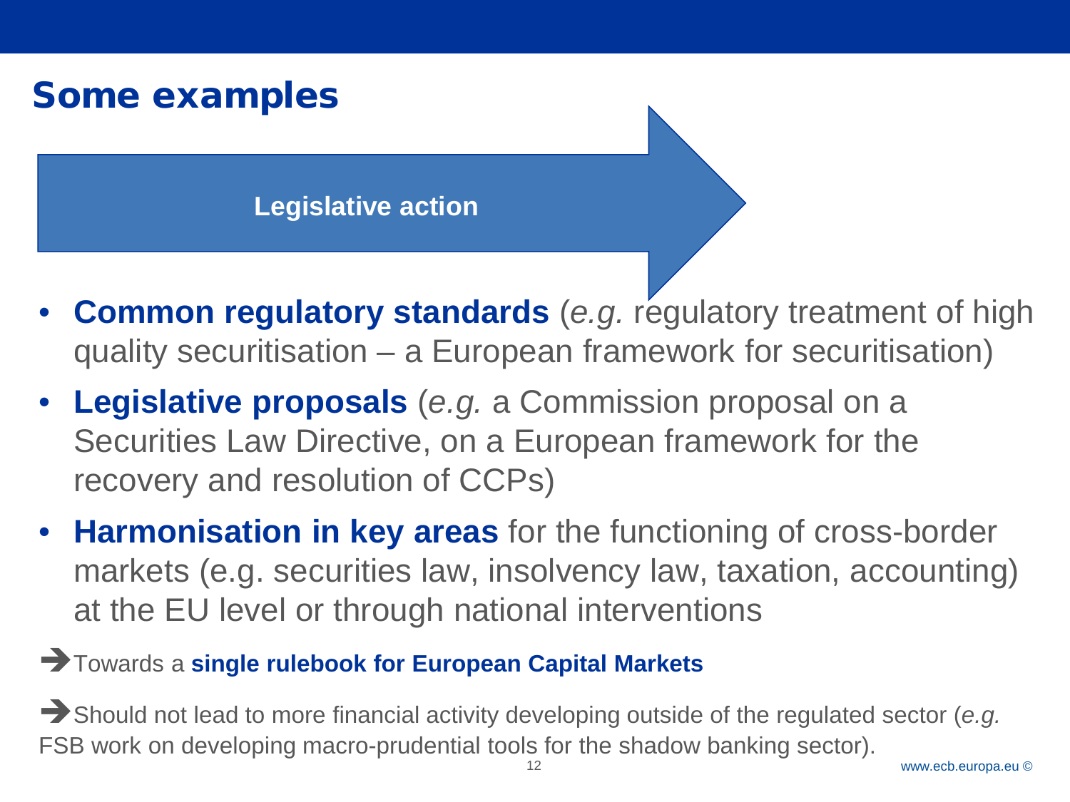# Some examples

**Legislative action**

- **Common regulatory standards** (*e.g.* regulatory treatment of high quality securitisation – a European framework for securitisation)
- **Legislative proposals** (*e.g.* a Commission proposal on a Securities Law Directive, on a European framework for the recovery and resolution of CCPs)
- **Harmonisation in key areas** for the functioning of cross-border markets (e.g. securities law, insolvency law, taxation, accounting) at the EU level or through national interventions

➔ Towards a **single rulebook for European Capital Markets**

➔ Should not lead to more financial activity developing outside of the regulated sector (*e.g.* FSB work on developing macro-prudential tools for the shadow banking sector).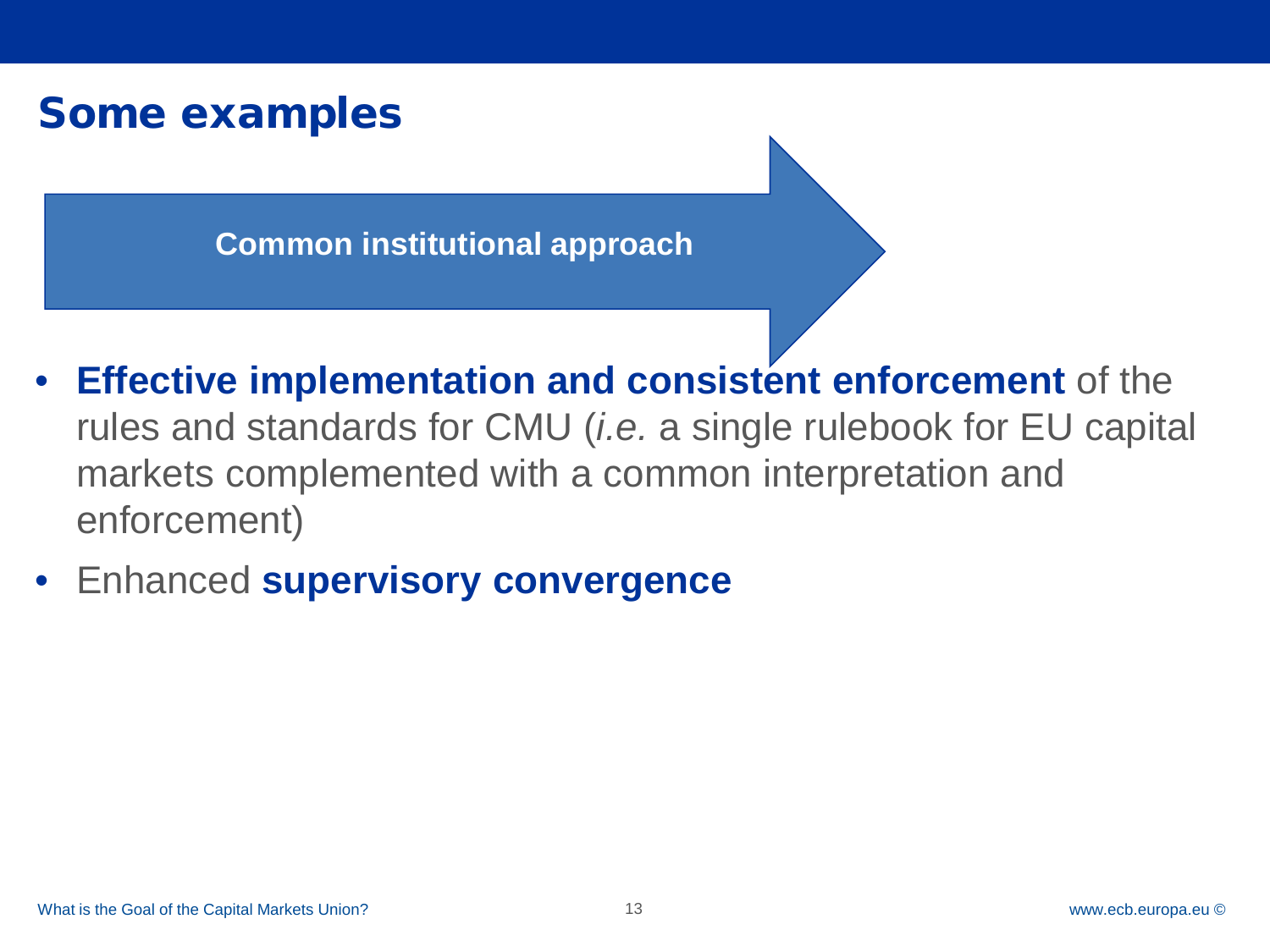# Some examples

**Common institutional approach**

- **Effective implementation and consistent enforcement** of the rules and standards for CMU (*i.e.* a single rulebook for EU capital markets complemented with a common interpretation and enforcement)
- Enhanced **supervisory convergence**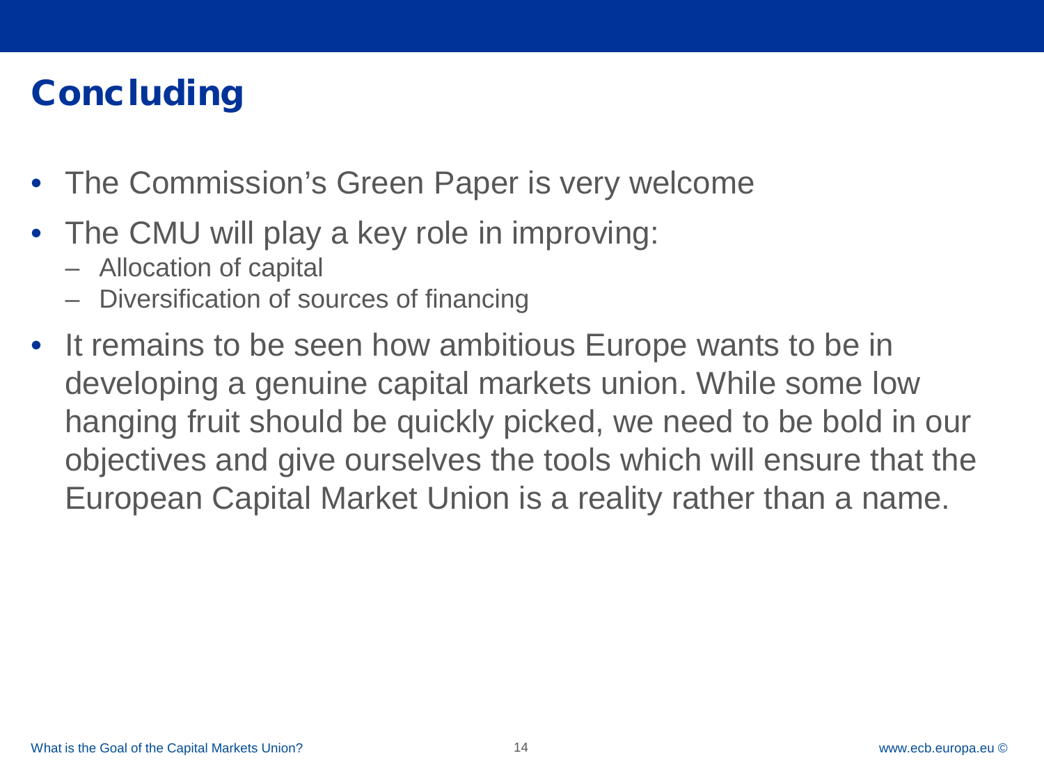# Concluding

- The Commission's Green Paper is very welcome
- The CMU will play a key role in improving:
  - Allocation of capital
  - Diversification of sources of financing
- It remains to be seen how ambitious Europe wants to be in developing a genuine capital markets union. While some low hanging fruit should be quickly picked, we need to be bold in our objectives and give ourselves the tools which will ensure that the European Capital Market Union is a reality rather than a name.